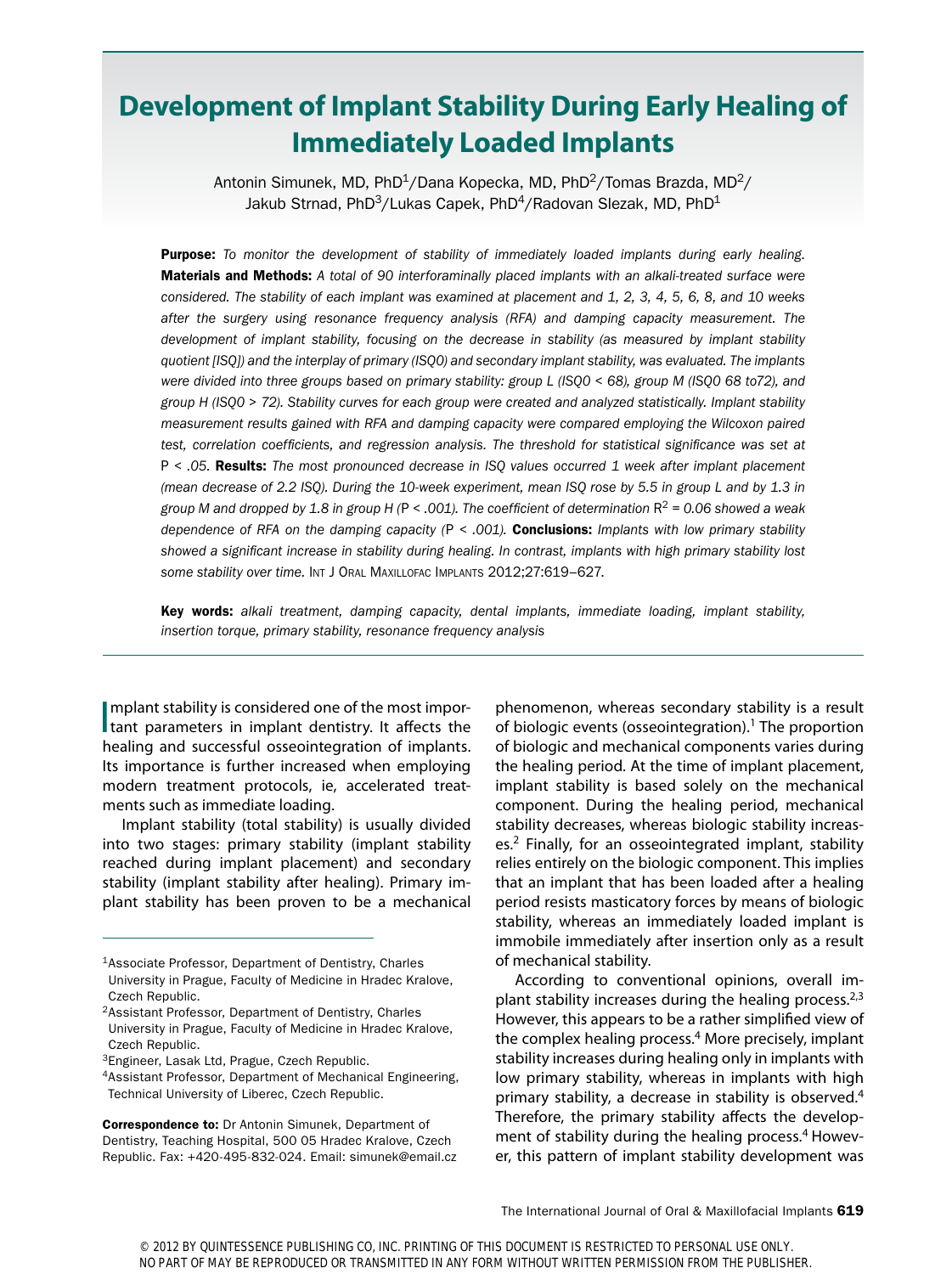# Development of Implant Stability During Early Healing of Immediately Loaded Implants

Antonin Simunek, MD, PhD[1]/Dana Kopecka, MD, PhD[2]/Tomas Brazda, MD[2]/Jakub Strnad, PhD[3]/Lukas Capek, PhD[4]/Radovan Slezak, MD, PhD[1]

**Purpose:** *To monitor the development of stability of immediately loaded implants during early healing.* **Materials and Methods:** *A total of 90 interforaminally placed implants with an alkali-treated surface were considered. The stability of each implant was examined at placement and 1, 2, 3, 4, 5, 6, 8, and 10 weeks after the surgery using resonance frequency analysis (RFA) and damping capacity measurement. The development of implant stability, focusing on the decrease in stability (as measured by implant stability quotient [ISQ]) and the interplay of primary (ISQ0) and secondary implant stability, was evaluated. The implants were divided into three groups based on primary stability: group L (ISQ0 < 68), group M (ISQ0 68 to72), and group H (ISQ0 > 72). Stability curves for each group were created and analyzed statistically. Implant stability measurement results gained with RFA and damping capacity were compared employing the Wilcoxon paired test, correlation coefficients, and regression analysis. The threshold for statistical significance was set at* $P < .05$. **Results:** *The most pronounced decrease in ISQ values occurred 1 week after implant placement (mean decrease of 2.2 ISQ). During the 10-week experiment, mean ISQ rose by 5.5 in group L and by 1.3 in group M and dropped by 1.8 in group H (*$P < .001$*). The coefficient of determination* $R^2 = 0.06$ *showed a weak dependence of RFA on the damping capacity (*$P < .001$*).* **Conclusions:** *Implants with low primary stability showed a significant increase in stability during healing. In contrast, implants with high primary stability lost some stability over time.* Int J Oral Maxillofac Implants 2012;27:619–627.

**Key words:** *alkali treatment, damping capacity, dental implants, immediate loading, implant stability, insertion torque, primary stability, resonance frequency analysis*

Implant stability is considered one of the most important parameters in implant dentistry. It affects the healing and successful osseointegration of implants. Its importance is further increased when employing modern treatment protocols, ie, accelerated treatments such as immediate loading.

Implant stability (total stability) is usually divided into two stages: primary stability (implant stability reached during implant placement) and secondary stability (implant stability after healing). Primary implant stability has been proven to be a mechanical phenomenon, whereas secondary stability is a result of biologic events (osseointegration).[1] The proportion of biologic and mechanical components varies during the healing period. At the time of implant placement, implant stability is based solely on the mechanical component. During the healing period, mechanical stability decreases, whereas biologic stability increases.[2] Finally, for an osseointegrated implant, stability relies entirely on the biologic component. This implies that an implant that has been loaded after a healing period resists masticatory forces by means of biologic stability, whereas an immediately loaded implant is immobile immediately after insertion only as a result of mechanical stability.

According to conventional opinions, overall implant stability increases during the healing process.[2,3] However, this appears to be a rather simplified view of the complex healing process.[4] More precisely, implant stability increases during healing only in implants with low primary stability, whereas in implants with high primary stability, a decrease in stability is observed.[4] Therefore, the primary stability affects the development of stability during the healing process.[4] However, this pattern of implant stability development was

[1]Associate Professor, Department of Dentistry, Charles University in Prague, Faculty of Medicine in Hradec Kralove, Czech Republic.

[2]Assistant Professor, Department of Dentistry, Charles University in Prague, Faculty of Medicine in Hradec Kralove, Czech Republic.

[3]Engineer, Lasak Ltd, Prague, Czech Republic.

[4]Assistant Professor, Department of Mechanical Engineering, Technical University of Liberec, Czech Republic.

**Correspondence to:** Dr Antonin Simunek, Department of Dentistry, Teaching Hospital, 500 05 Hradec Kralove, Czech Republic. Fax: +420-495-832-024. Email: simunek@email.cz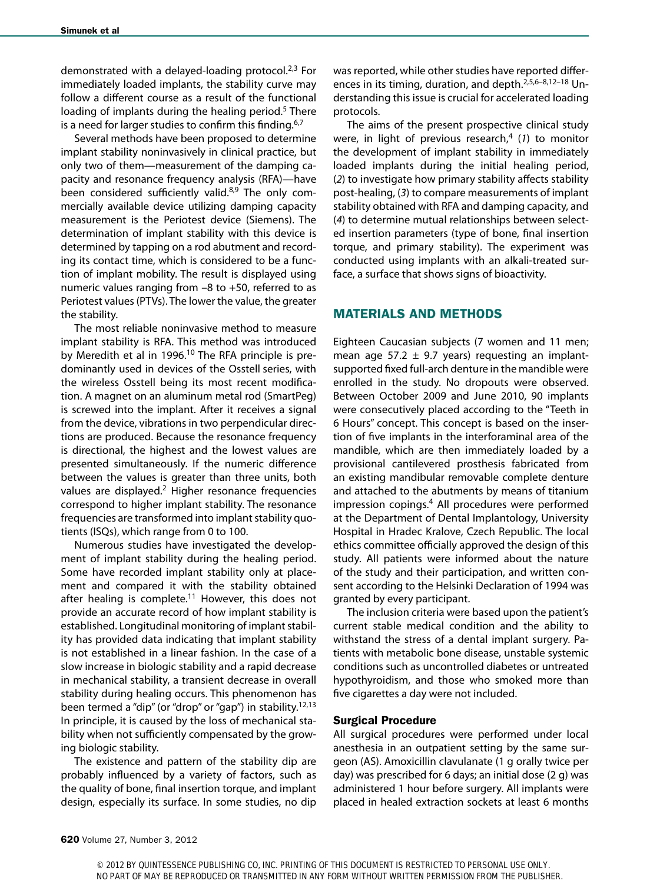demonstrated with a delayed-loading protocol.[2,3] For immediately loaded implants, the stability curve may follow a different course as a result of the functional loading of implants during the healing period.[5] There is a need for larger studies to confirm this finding.[6,7]

Several methods have been proposed to determine implant stability noninvasively in clinical practice, but only two of them—measurement of the damping capacity and resonance frequency analysis (RFA)—have been considered sufficiently valid.[8,9] The only commercially available device utilizing damping capacity measurement is the Periotest device (Siemens). The determination of implant stability with this device is determined by tapping on a rod abutment and recording its contact time, which is considered to be a function of implant mobility. The result is displayed using numeric values ranging from –8 to +50, referred to as Periotest values (PTVs). The lower the value, the greater the stability.

The most reliable noninvasive method to measure implant stability is RFA. This method was introduced by Meredith et al in 1996.[10] The RFA principle is predominantly used in devices of the Osstell series, with the wireless Osstell being its most recent modification. A magnet on an aluminum metal rod (SmartPeg) is screwed into the implant. After it receives a signal from the device, vibrations in two perpendicular directions are produced. Because the resonance frequency is directional, the highest and the lowest values are presented simultaneously. If the numeric difference between the values is greater than three units, both values are displayed.[2] Higher resonance frequencies correspond to higher implant stability. The resonance frequencies are transformed into implant stability quotients (ISQs), which range from 0 to 100.

Numerous studies have investigated the development of implant stability during the healing period. Some have recorded implant stability only at placement and compared it with the stability obtained after healing is complete.[11] However, this does not provide an accurate record of how implant stability is established. Longitudinal monitoring of implant stability has provided data indicating that implant stability is not established in a linear fashion. In the case of a slow increase in biologic stability and a rapid decrease in mechanical stability, a transient decrease in overall stability during healing occurs. This phenomenon has been termed a "dip" (or "drop" or "gap") in stability.[12,13] In principle, it is caused by the loss of mechanical stability when not sufficiently compensated by the growing biologic stability.

The existence and pattern of the stability dip are probably influenced by a variety of factors, such as the quality of bone, final insertion torque, and implant design, especially its surface. In some studies, no dip was reported, while other studies have reported differences in its timing, duration, and depth.[2,5,6–8,12–18] Understanding this issue is crucial for accelerated loading protocols.

The aims of the present prospective clinical study were, in light of previous research,[4] (*1*) to monitor the development of implant stability in immediately loaded implants during the initial healing period, (*2*) to investigate how primary stability affects stability post-healing, (*3*) to compare measurements of implant stability obtained with RFA and damping capacity, and (*4*) to determine mutual relationships between selected insertion parameters (type of bone, final insertion torque, and primary stability). The experiment was conducted using implants with an alkali-treated surface, a surface that shows signs of bioactivity.

## MATERIALS AND METHODS

Eighteen Caucasian subjects (7 women and 11 men; mean age 57.2 ± 9.7 years) requesting an implant-supported fixed full-arch denture in the mandible were enrolled in the study. No dropouts were observed. Between October 2009 and June 2010, 90 implants were consecutively placed according to the "Teeth in 6 Hours" concept. This concept is based on the insertion of five implants in the interforaminal area of the mandible, which are then immediately loaded by a provisional cantilevered prosthesis fabricated from an existing mandibular removable complete denture and attached to the abutments by means of titanium impression copings.[4] All procedures were performed at the Department of Dental Implantology, University Hospital in Hradec Kralove, Czech Republic. The local ethics committee officially approved the design of this study. All patients were informed about the nature of the study and their participation, and written consent according to the Helsinki Declaration of 1994 was granted by every participant.

The inclusion criteria were based upon the patient's current stable medical condition and the ability to withstand the stress of a dental implant surgery. Patients with metabolic bone disease, unstable systemic conditions such as uncontrolled diabetes or untreated hypothyroidism, and those who smoked more than five cigarettes a day were not included.

### Surgical Procedure

All surgical procedures were performed under local anesthesia in an outpatient setting by the same surgeon (AS). Amoxicillin clavulanate (1 g orally twice per day) was prescribed for 6 days; an initial dose (2 g) was administered 1 hour before surgery. All implants were placed in healed extraction sockets at least 6 months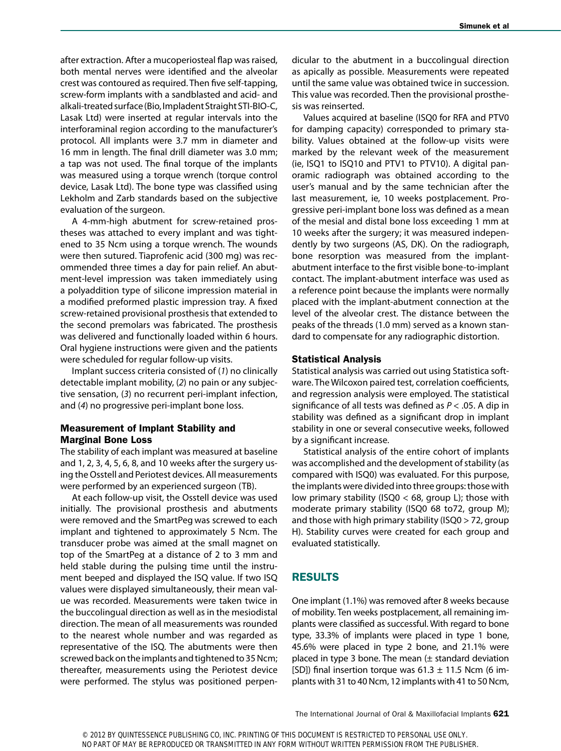after extraction. After a mucoperiosteal flap was raised, both mental nerves were identified and the alveolar crest was contoured as required. Then five self-tapping, screw-form implants with a sandblasted and acid- and alkali-treated surface (Bio, Impladent Straight STI-BIO-C, Lasak Ltd) were inserted at regular intervals into the interforaminal region according to the manufacturer's protocol. All implants were 3.7 mm in diameter and 16 mm in length. The final drill diameter was 3.0 mm; a tap was not used. The final torque of the implants was measured using a torque wrench (torque control device, Lasak Ltd). The bone type was classified using Lekholm and Zarb standards based on the subjective evaluation of the surgeon.

A 4-mm-high abutment for screw-retained prostheses was attached to every implant and was tightened to 35 Ncm using a torque wrench. The wounds were then sutured. Tiaprofenic acid (300 mg) was recommended three times a day for pain relief. An abutment-level impression was taken immediately using a polyaddition type of silicone impression material in a modified preformed plastic impression tray. A fixed screw-retained provisional prosthesis that extended to the second premolars was fabricated. The prosthesis was delivered and functionally loaded within 6 hours. Oral hygiene instructions were given and the patients were scheduled for regular follow-up visits.

Implant success criteria consisted of (*1*) no clinically detectable implant mobility, (*2*) no pain or any subjective sensation, (*3*) no recurrent peri-implant infection, and (*4*) no progressive peri-implant bone loss.

## Measurement of Implant Stability and Marginal Bone Loss

The stability of each implant was measured at baseline and 1, 2, 3, 4, 5, 6, 8, and 10 weeks after the surgery using the Osstell and Periotest devices. All measurements were performed by an experienced surgeon (TB).

At each follow-up visit, the Osstell device was used initially. The provisional prosthesis and abutments were removed and the SmartPeg was screwed to each implant and tightened to approximately 5 Ncm. The transducer probe was aimed at the small magnet on top of the SmartPeg at a distance of 2 to 3 mm and held stable during the pulsing time until the instrument beeped and displayed the ISQ value. If two ISQ values were displayed simultaneously, their mean value was recorded. Measurements were taken twice in the buccolingual direction as well as in the mesiodistal direction. The mean of all measurements was rounded to the nearest whole number and was regarded as representative of the ISQ. The abutments were then screwed back on the implants and tightened to 35 Ncm; thereafter, measurements using the Periotest device were performed. The stylus was positioned perpendicular to the abutment in a buccolingual direction as apically as possible. Measurements were repeated until the same value was obtained twice in succession. This value was recorded. Then the provisional prosthesis was reinserted.

Values acquired at baseline (ISQ0 for RFA and PTV0 for damping capacity) corresponded to primary stability. Values obtained at the follow-up visits were marked by the relevant week of the measurement (ie, ISQ1 to ISQ10 and PTV1 to PTV10). A digital panoramic radiograph was obtained according to the user's manual and by the same technician after the last measurement, ie, 10 weeks postplacement. Progressive peri-implant bone loss was defined as a mean of the mesial and distal bone loss exceeding 1 mm at 10 weeks after the surgery; it was measured independently by two surgeons (AS, DK). On the radiograph, bone resorption was measured from the implant-abutment interface to the first visible bone-to-implant contact. The implant-abutment interface was used as a reference point because the implants were normally placed with the implant-abutment connection at the level of the alveolar crest. The distance between the peaks of the threads (1.0 mm) served as a known standard to compensate for any radiographic distortion.

## Statistical Analysis

Statistical analysis was carried out using Statistica software. The Wilcoxon paired test, correlation coefficients, and regression analysis were employed. The statistical significance of all tests was defined as $P < .05$. A dip in stability was defined as a significant drop in implant stability in one or several consecutive weeks, followed by a significant increase.

Statistical analysis of the entire cohort of implants was accomplished and the development of stability (as compared with ISQ0) was evaluated. For this purpose, the implants were divided into three groups: those with low primary stability (ISQ0 < 68, group L); those with moderate primary stability (ISQ0 68 to72, group M); and those with high primary stability (ISQ0 > 72, group H). Stability curves were created for each group and evaluated statistically.

# RESULTS

One implant (1.1%) was removed after 8 weeks because of mobility. Ten weeks postplacement, all remaining implants were classified as successful. With regard to bone type, 33.3% of implants were placed in type 1 bone, 45.6% were placed in type 2 bone, and 21.1% were placed in type 3 bone. The mean (± standard deviation [SD]) final insertion torque was 61.3 ± 11.5 Ncm (6 implants with 31 to 40 Ncm, 12 implants with 41 to 50 Ncm,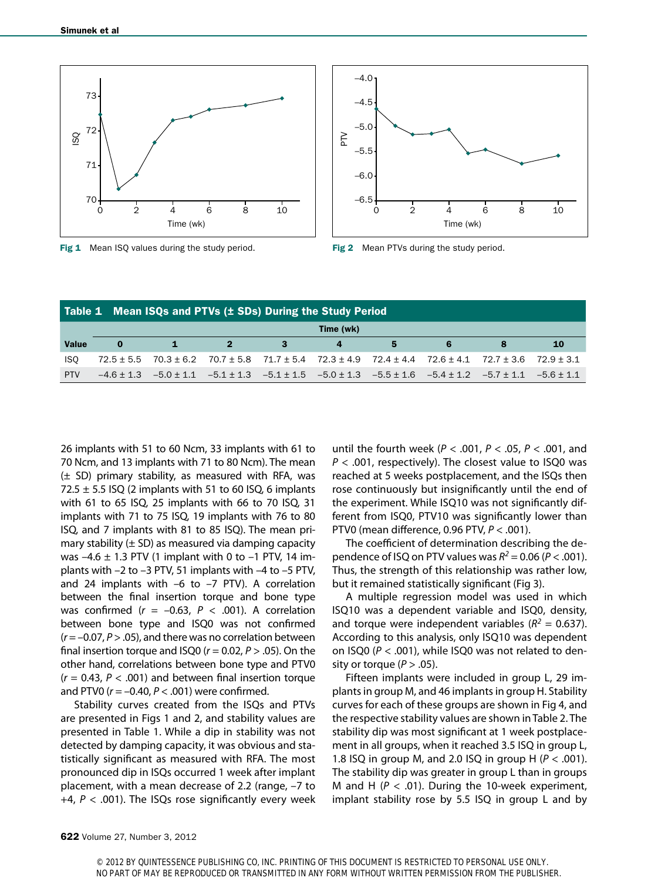Fig 1 Mean ISQ values during the study period.

Fig 2 Mean PTVs during the study period.

**Table 1 Mean ISQs and PTVs (± SDs) During the Study Period**

| Value | Time (wk) 0 | 1 | 2 | 3 | 4 | 5 | 6 | 8 | 10 |
|---|---|---|---|---|---|---|---|---|---|
| ISQ | 72.5 ± 5.5 | 70.3 ± 6.2 | 70.7 ± 5.8 | 71.7 ± 5.4 | 72.3 ± 4.9 | 72.4 ± 4.4 | 72.6 ± 4.1 | 72.7 ± 3.6 | 72.9 ± 3.1 |
| PTV | –4.6 ± 1.3 | –5.0 ± 1.1 | –5.1 ± 1.3 | –5.1 ± 1.5 | –5.0 ± 1.3 | –5.5 ± 1.6 | –5.4 ± 1.2 | –5.7 ± 1.1 | –5.6 ± 1.1 |

26 implants with 51 to 60 Ncm, 33 implants with 61 to 70 Ncm, and 13 implants with 71 to 80 Ncm). The mean (± SD) primary stability, as measured with RFA, was 72.5 ± 5.5 ISQ (2 implants with 51 to 60 ISQ, 6 implants with 61 to 65 ISQ, 25 implants with 66 to 70 ISQ, 31 implants with 71 to 75 ISQ, 19 implants with 76 to 80 ISQ, and 7 implants with 81 to 85 ISQ). The mean primary stability (± SD) as measured via damping capacity was –4.6 ± 1.3 PTV (1 implant with 0 to –1 PTV, 14 implants with –2 to –3 PTV, 51 implants with –4 to –5 PTV, and 24 implants with –6 to –7 PTV). A correlation between the final insertion torque and bone type was confirmed ($r$ = –0.63, $P$ < .001). A correlation between bone type and ISQ0 was not confirmed ($r$ = –0.07, $P$ > .05), and there was no correlation between final insertion torque and ISQ0 ($r$ = 0.02, $P$ > .05). On the other hand, correlations between bone type and PTV0 ($r$ = 0.43, $P$ < .001) and between final insertion torque and PTV0 ($r$ = –0.40, $P$ < .001) were confirmed.

Stability curves created from the ISQs and PTVs are presented in Figs 1 and 2, and stability values are presented in Table 1. While a dip in stability was not detected by damping capacity, it was obvious and statistically significant as measured with RFA. The most pronounced dip in ISQs occurred 1 week after implant placement, with a mean decrease of 2.2 (range, –7 to +4, $P$ < .001). The ISQs rose significantly every week until the fourth week ($P$ < .001, $P$ < .05, $P$ < .001, and $P$ < .001, respectively). The closest value to ISQ0 was reached at 5 weeks postplacement, and the ISQs then rose continuously but insignificantly until the end of the experiment. While ISQ10 was not significantly different from ISQ0, PTV10 was significantly lower than PTV0 (mean difference, 0.96 PTV, $P$ < .001).

The coefficient of determination describing the dependence of ISQ on PTV values was $R^2$ = 0.06 ($P$ < .001). Thus, the strength of this relationship was rather low, but it remained statistically significant (Fig 3).

A multiple regression model was used in which ISQ10 was a dependent variable and ISQ0, density, and torque were independent variables ($R^2$ = 0.637). According to this analysis, only ISQ10 was dependent on ISQ0 ($P$ < .001), while ISQ0 was not related to density or torque ($P$ > .05).

Fifteen implants were included in group L, 29 implants in group M, and 46 implants in group H. Stability curves for each of these groups are shown in Fig 4, and the respective stability values are shown in Table 2. The stability dip was most significant at 1 week postplacement in all groups, when it reached 3.5 ISQ in group L, 1.8 ISQ in group M, and 2.0 ISQ in group H ($P$ < .001). The stability dip was greater in group L than in groups M and H ($P$ < .01). During the 10-week experiment, implant stability rose by 5.5 ISQ in group L and by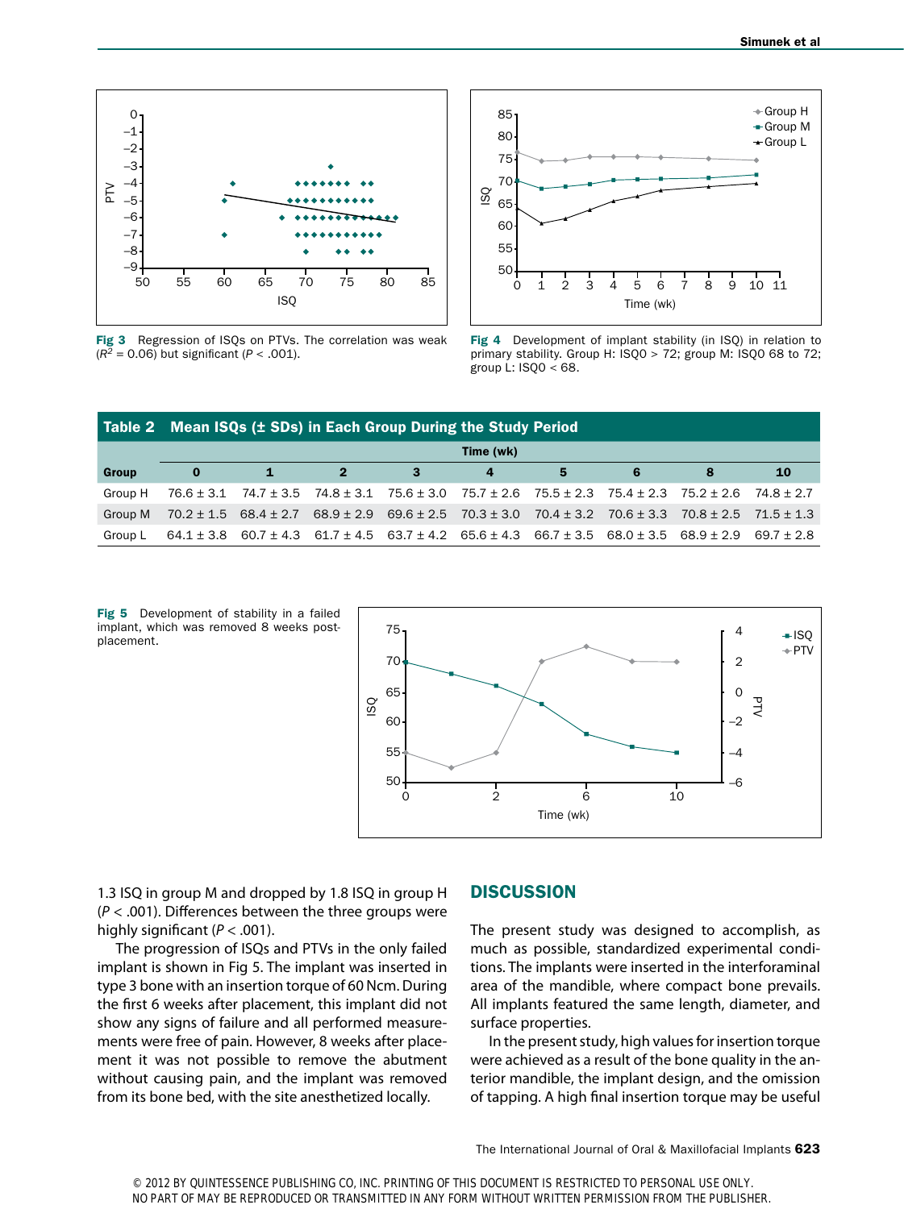Fig 3 Regression of ISQs on PTVs. The correlation was weak ($R^2$ = 0.06) but significant ($P$ < .001).

Fig 4 Development of implant stability (in ISQ) in relation to primary stability. Group H: ISQ0 > 72; group M: ISQ0 68 to 72; group L: ISQ0 < 68.

**Table 2 Mean ISQs (± SDs) in Each Group During the Study Period**

| | Time (wk) | | | | | | | | |
|---|---|---|---|---|---|---|---|---|---|
| Group | 0 | 1 | 2 | 3 | 4 | 5 | 6 | 8 | 10 |
| Group H | 76.6 ± 3.1 | 74.7 ± 3.5 | 74.8 ± 3.1 | 75.6 ± 3.0 | 75.7 ± 2.6 | 75.5 ± 2.3 | 75.4 ± 2.3 | 75.2 ± 2.6 | 74.8 ± 2.7 |
| Group M | 70.2 ± 1.5 | 68.4 ± 2.7 | 68.9 ± 2.9 | 69.6 ± 2.5 | 70.3 ± 3.0 | 70.4 ± 3.2 | 70.6 ± 3.3 | 70.8 ± 2.5 | 71.5 ± 1.3 |
| Group L | 64.1 ± 3.8 | 60.7 ± 4.3 | 61.7 ± 4.5 | 63.7 ± 4.2 | 65.6 ± 4.3 | 66.7 ± 3.5 | 68.0 ± 3.5 | 68.9 ± 2.9 | 69.7 ± 2.8 |

Fig 5 Development of stability in a failed implant, which was removed 8 weeks post-placement.

1.3 ISQ in group M and dropped by 1.8 ISQ in group H ($P$ < .001). Differences between the three groups were highly significant ($P$ < .001).

The progression of ISQs and PTVs in the only failed implant is shown in Fig 5. The implant was inserted in type 3 bone with an insertion torque of 60 Ncm. During the first 6 weeks after placement, this implant did not show any signs of failure and all performed measurements were free of pain. However, 8 weeks after placement it was not possible to remove the abutment without causing pain, and the implant was removed from its bone bed, with the site anesthetized locally.

## DISCUSSION

The present study was designed to accomplish, as much as possible, standardized experimental conditions. The implants were inserted in the interforaminal area of the mandible, where compact bone prevails. All implants featured the same length, diameter, and surface properties.

In the present study, high values for insertion torque were achieved as a result of the bone quality in the anterior mandible, the implant design, and the omission of tapping. A high final insertion torque may be useful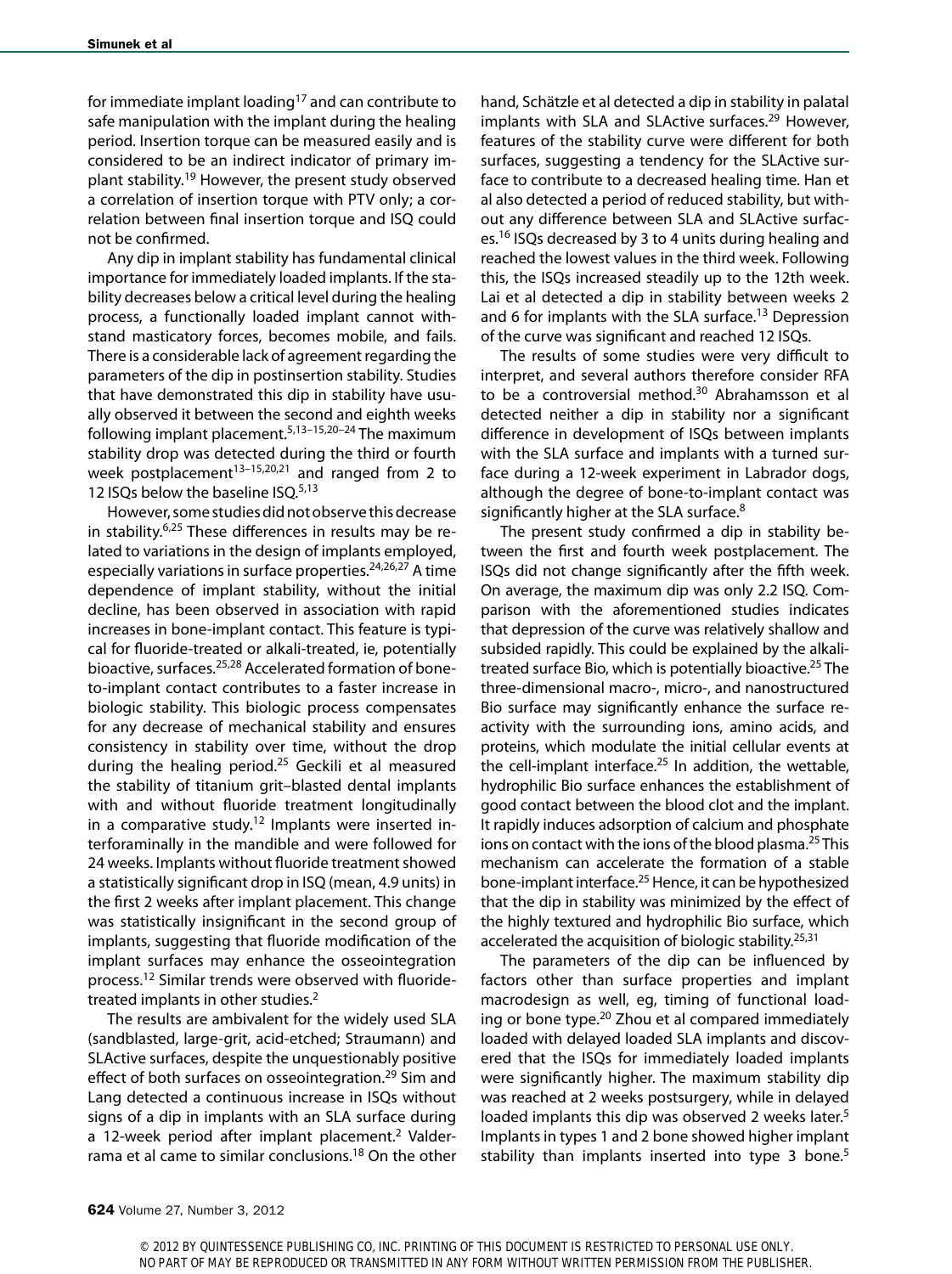for immediate implant loading[17] and can contribute to safe manipulation with the implant during the healing period. Insertion torque can be measured easily and is considered to be an indirect indicator of primary implant stability.[19] However, the present study observed a correlation of insertion torque with PTV only; a correlation between final insertion torque and ISQ could not be confirmed.

Any dip in implant stability has fundamental clinical importance for immediately loaded implants. If the stability decreases below a critical level during the healing process, a functionally loaded implant cannot withstand masticatory forces, becomes mobile, and fails. There is a considerable lack of agreement regarding the parameters of the dip in postinsertion stability. Studies that have demonstrated this dip in stability have usually observed it between the second and eighth weeks following implant placement.[5,13–15,20–24] The maximum stability drop was detected during the third or fourth week postplacement[13–15,20,21] and ranged from 2 to 12 ISQs below the baseline ISQ.[5,13]

However, some studies did not observe this decrease in stability.[6,25] These differences in results may be related to variations in the design of implants employed, especially variations in surface properties.[24,26,27] A time dependence of implant stability, without the initial decline, has been observed in association with rapid increases in bone-implant contact. This feature is typical for fluoride-treated or alkali-treated, ie, potentially bioactive, surfaces.[25,28] Accelerated formation of bone-to-implant contact contributes to a faster increase in biologic stability. This biologic process compensates for any decrease of mechanical stability and ensures consistency in stability over time, without the drop during the healing period.[25] Geckili et al measured the stability of titanium grit–blasted dental implants with and without fluoride treatment longitudinally in a comparative study.[12] Implants were inserted interforaminally in the mandible and were followed for 24 weeks. Implants without fluoride treatment showed a statistically significant drop in ISQ (mean, 4.9 units) in the first 2 weeks after implant placement. This change was statistically insignificant in the second group of implants, suggesting that fluoride modification of the implant surfaces may enhance the osseointegration process.[12] Similar trends were observed with fluoride-treated implants in other studies.[2]

The results are ambivalent for the widely used SLA (sandblasted, large-grit, acid-etched; Straumann) and SLActive surfaces, despite the unquestionably positive effect of both surfaces on osseointegration.[29] Sim and Lang detected a continuous increase in ISQs without signs of a dip in implants with an SLA surface during a 12-week period after implant placement.[2] Valderrama et al came to similar conclusions.[18] On the other hand, Schätzle et al detected a dip in stability in palatal implants with SLA and SLActive surfaces.[29] However, features of the stability curve were different for both surfaces, suggesting a tendency for the SLActive surface to contribute to a decreased healing time. Han et al also detected a period of reduced stability, but without any difference between SLA and SLActive surfaces.[16] ISQs decreased by 3 to 4 units during healing and reached the lowest values in the third week. Following this, the ISQs increased steadily up to the 12th week. Lai et al detected a dip in stability between weeks 2 and 6 for implants with the SLA surface.[13] Depression of the curve was significant and reached 12 ISQs.

The results of some studies were very difficult to interpret, and several authors therefore consider RFA to be a controversial method.[30] Abrahamsson et al detected neither a dip in stability nor a significant difference in development of ISQs between implants with the SLA surface and implants with a turned surface during a 12-week experiment in Labrador dogs, although the degree of bone-to-implant contact was significantly higher at the SLA surface.[8]

The present study confirmed a dip in stability between the first and fourth week postplacement. The ISQs did not change significantly after the fifth week. On average, the maximum dip was only 2.2 ISQ. Comparison with the aforementioned studies indicates that depression of the curve was relatively shallow and subsided rapidly. This could be explained by the alkali-treated surface Bio, which is potentially bioactive.[25] The three-dimensional macro-, micro-, and nanostructured Bio surface may significantly enhance the surface reactivity with the surrounding ions, amino acids, and proteins, which modulate the initial cellular events at the cell-implant interface.[25] In addition, the wettable, hydrophilic Bio surface enhances the establishment of good contact between the blood clot and the implant. It rapidly induces adsorption of calcium and phosphate ions on contact with the ions of the blood plasma.[25] This mechanism can accelerate the formation of a stable bone-implant interface.[25] Hence, it can be hypothesized that the dip in stability was minimized by the effect of the highly textured and hydrophilic Bio surface, which accelerated the acquisition of biologic stability.[25,31]

The parameters of the dip can be influenced by factors other than surface properties and implant macrodesign as well, eg, timing of functional loading or bone type.[20] Zhou et al compared immediately loaded with delayed loaded SLA implants and discovered that the ISQs for immediately loaded implants were significantly higher. The maximum stability dip was reached at 2 weeks postsurgery, while in delayed loaded implants this dip was observed 2 weeks later.[5] Implants in types 1 and 2 bone showed higher implant stability than implants inserted into type 3 bone.[5]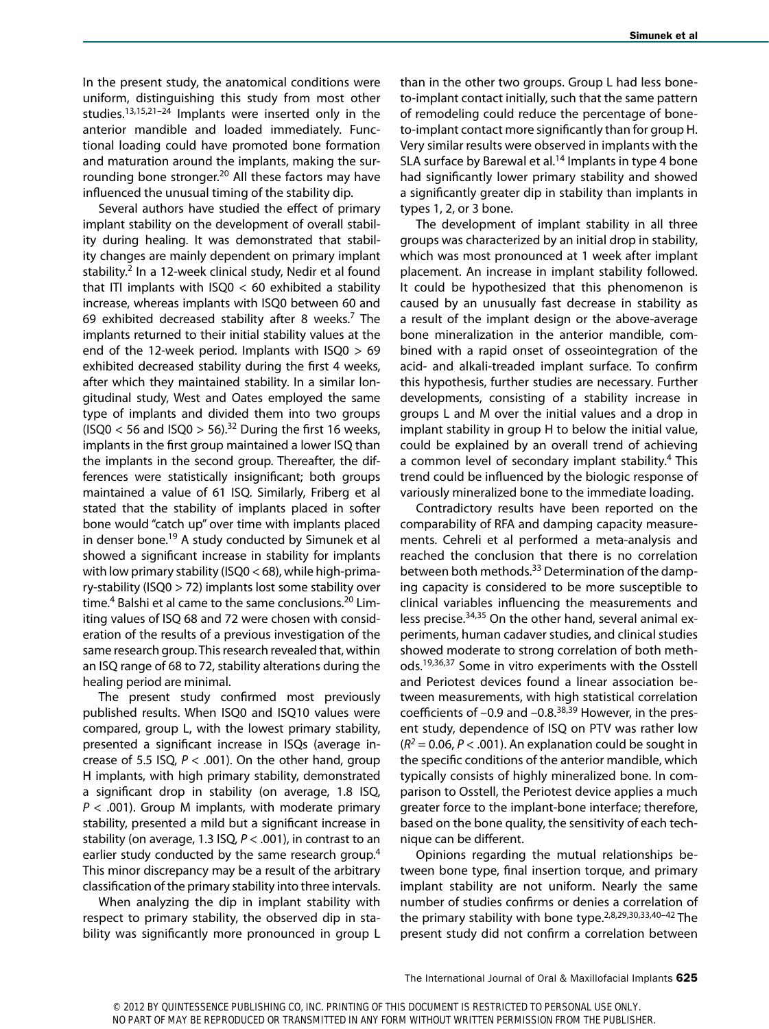In the present study, the anatomical conditions were uniform, distinguishing this study from most other studies.[13,15,21–24] Implants were inserted only in the anterior mandible and loaded immediately. Functional loading could have promoted bone formation and maturation around the implants, making the surrounding bone stronger.[20] All these factors may have influenced the unusual timing of the stability dip.

Several authors have studied the effect of primary implant stability on the development of overall stability during healing. It was demonstrated that stability changes are mainly dependent on primary implant stability.[2] In a 12-week clinical study, Nedir et al found that ITI implants with $ISQ0 < 60$ exhibited a stability increase, whereas implants with ISQ0 between 60 and 69 exhibited decreased stability after 8 weeks.[7] The implants returned to their initial stability values at the end of the 12-week period. Implants with $ISQ0 > 69$ exhibited decreased stability during the first 4 weeks, after which they maintained stability. In a similar longitudinal study, West and Oates employed the same type of implants and divided them into two groups ($ISQ0 < 56$ and $ISQ0 > 56$).[32] During the first 16 weeks, implants in the first group maintained a lower ISQ than the implants in the second group. Thereafter, the differences were statistically insignificant; both groups maintained a value of 61 ISQ. Similarly, Friberg et al stated that the stability of implants placed in softer bone would "catch up" over time with implants placed in denser bone.[19] A study conducted by Simunek et al showed a significant increase in stability for implants with low primary stability ($ISQ0 < 68$), while high-primary-stability ($ISQ0 > 72$) implants lost some stability over time.[4] Balshi et al came to the same conclusions.[20] Limiting values of ISQ 68 and 72 were chosen with consideration of the results of a previous investigation of the same research group. This research revealed that, within an ISQ range of 68 to 72, stability alterations during the healing period are minimal.

The present study confirmed most previously published results. When ISQ0 and ISQ10 values were compared, group L, with the lowest primary stability, presented a significant increase in ISQs (average increase of 5.5 ISQ, $P < .001$). On the other hand, group H implants, with high primary stability, demonstrated a significant drop in stability (on average, 1.8 ISQ, $P < .001$). Group M implants, with moderate primary stability, presented a mild but a significant increase in stability (on average, 1.3 ISQ, $P < .001$), in contrast to an earlier study conducted by the same research group.[4] This minor discrepancy may be a result of the arbitrary classification of the primary stability into three intervals.

When analyzing the dip in implant stability with respect to primary stability, the observed dip in stability was significantly more pronounced in group L than in the other two groups. Group L had less bone-to-implant contact initially, such that the same pattern of remodeling could reduce the percentage of bone-to-implant contact more significantly than for group H. Very similar results were observed in implants with the SLA surface by Barewal et al.[14] Implants in type 4 bone had significantly lower primary stability and showed a significantly greater dip in stability than implants in types 1, 2, or 3 bone.

The development of implant stability in all three groups was characterized by an initial drop in stability, which was most pronounced at 1 week after implant placement. An increase in implant stability followed. It could be hypothesized that this phenomenon is caused by an unusually fast decrease in stability as a result of the implant design or the above-average bone mineralization in the anterior mandible, combined with a rapid onset of osseointegration of the acid- and alkali-treaded implant surface. To confirm this hypothesis, further studies are necessary. Further developments, consisting of a stability increase in groups L and M over the initial values and a drop in implant stability in group H to below the initial value, could be explained by an overall trend of achieving a common level of secondary implant stability.[4] This trend could be influenced by the biologic response of variously mineralized bone to the immediate loading.

Contradictory results have been reported on the comparability of RFA and damping capacity measurements. Cehreli et al performed a meta-analysis and reached the conclusion that there is no correlation between both methods.[33] Determination of the damping capacity is considered to be more susceptible to clinical variables influencing the measurements and less precise.[34,35] On the other hand, several animal experiments, human cadaver studies, and clinical studies showed moderate to strong correlation of both methods.[19,36,37] Some in vitro experiments with the Osstell and Periotest devices found a linear association between measurements, with high statistical correlation coefficients of –0.9 and –0.8.[38,39] However, in the present study, dependence of ISQ on PTV was rather low ($R^2 = 0.06$, $P < .001$). An explanation could be sought in the specific conditions of the anterior mandible, which typically consists of highly mineralized bone. In comparison to Osstell, the Periotest device applies a much greater force to the implant-bone interface; therefore, based on the bone quality, the sensitivity of each technique can be different.

Opinions regarding the mutual relationships between bone type, final insertion torque, and primary implant stability are not uniform. Nearly the same number of studies confirms or denies a correlation of the primary stability with bone type.[2,8,29,30,33,40–42] The present study did not confirm a correlation between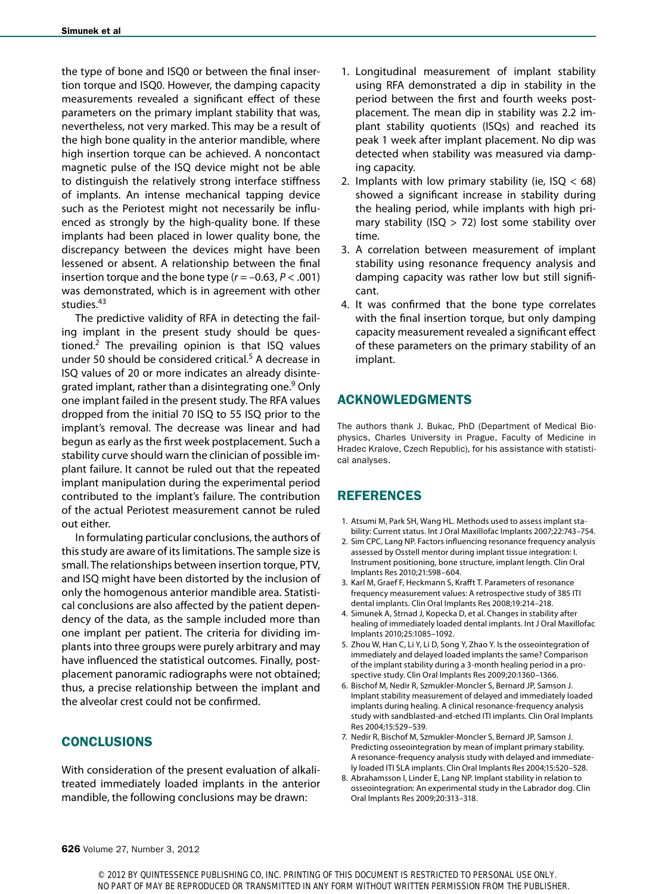the type of bone and ISQ0 or between the final insertion torque and ISQ0. However, the damping capacity measurements revealed a significant effect of these parameters on the primary implant stability that was, nevertheless, not very marked. This may be a result of the high bone quality in the anterior mandible, where high insertion torque can be achieved. A noncontact magnetic pulse of the ISQ device might not be able to distinguish the relatively strong interface stiffness of implants. An intense mechanical tapping device such as the Periotest might not necessarily be influenced as strongly by the high-quality bone. If these implants had been placed in lower quality bone, the discrepancy between the devices might have been lessened or absent. A relationship between the final insertion torque and the bone type ($r = -0.63$, $P < .001$) was demonstrated, which is in agreement with other studies.[43]

The predictive validity of RFA in detecting the failing implant in the present study should be questioned.[2] The prevailing opinion is that ISQ values under 50 should be considered critical.[5] A decrease in ISQ values of 20 or more indicates an already disintegrated implant, rather than a disintegrating one.[9] Only one implant failed in the present study. The RFA values dropped from the initial 70 ISQ to 55 ISQ prior to the implant's removal. The decrease was linear and had begun as early as the first week postplacement. Such a stability curve should warn the clinician of possible implant failure. It cannot be ruled out that the repeated implant manipulation during the experimental period contributed to the implant's failure. The contribution of the actual Periotest measurement cannot be ruled out either.

In formulating particular conclusions, the authors of this study are aware of its limitations. The sample size is small. The relationships between insertion torque, PTV, and ISQ might have been distorted by the inclusion of only the homogenous anterior mandible area. Statistical conclusions are also affected by the patient dependency of the data, as the sample included more than one implant per patient. The criteria for dividing implants into three groups were purely arbitrary and may have influenced the statistical outcomes. Finally, postplacement panoramic radiographs were not obtained; thus, a precise relationship between the implant and the alveolar crest could not be confirmed.

## CONCLUSIONS

With consideration of the present evaluation of alkali-treated immediately loaded implants in the anterior mandible, the following conclusions may be drawn:

1. Longitudinal measurement of implant stability using RFA demonstrated a dip in stability in the period between the first and fourth weeks postplacement. The mean dip in stability was 2.2 implant stability quotients (ISQs) and reached its peak 1 week after implant placement. No dip was detected when stability was measured via damping capacity.
2. Implants with low primary stability (ie, ISQ < 68) showed a significant increase in stability during the healing period, while implants with high primary stability (ISQ > 72) lost some stability over time.
3. A correlation between measurement of implant stability using resonance frequency analysis and damping capacity was rather low but still significant.
4. It was confirmed that the bone type correlates with the final insertion torque, but only damping capacity measurement revealed a significant effect of these parameters on the primary stability of an implant.

## ACKNOWLEDGMENTS

The authors thank J. Bukac, PhD (Department of Medical Biophysics, Charles University in Prague, Faculty of Medicine in Hradec Kralove, Czech Republic), for his assistance with statistical analyses.

## REFERENCES

1. Atsumi M, Park SH, Wang HL. Methods used to assess implant stability: Current status. Int J Oral Maxillofac Implants 2007;22:743–754.
2. Sim CPC, Lang NP. Factors influencing resonance frequency analysis assessed by Osstell mentor during implant tissue integration: I. Instrument positioning, bone structure, implant length. Clin Oral Implants Res 2010;21:598–604.
3. Karl M, Graef F, Heckmann S, Krafft T. Parameters of resonance frequency measurement values: A retrospective study of 385 ITI dental implants. Clin Oral Implants Res 2008;19:214–218.
4. Simunek A, Strnad J, Kopecka D, et al. Changes in stability after healing of immediately loaded dental implants. Int J Oral Maxillofac Implants 2010;25:1085–1092.
5. Zhou W, Han C, Li Y, Li D, Song Y, Zhao Y. Is the osseointegration of immediately and delayed loaded implants the same? Comparison of the implant stability during a 3-month healing period in a prospective study. Clin Oral Implants Res 2009;20:1360–1366.
6. Bischof M, Nedir R, Szmukler-Moncler S, Bernard JP, Samson J. Implant stability measurement of delayed and immediately loaded implants during healing. A clinical resonance-frequency analysis study with sandblasted-and-etched ITI implants. Clin Oral Implants Res 2004;15:529–539.
7. Nedir R, Bischof M, Szmukler-Moncler S, Bernard JP, Samson J. Predicting osseointegration by mean of implant primary stability. A resonance-frequency analysis study with delayed and immediately loaded ITI SLA implants. Clin Oral Implants Res 2004;15:520–528.
8. Abrahamsson I, Linder E, Lang NP. Implant stability in relation to osseointegration: An experimental study in the Labrador dog. Clin Oral Implants Res 2009;20:313–318.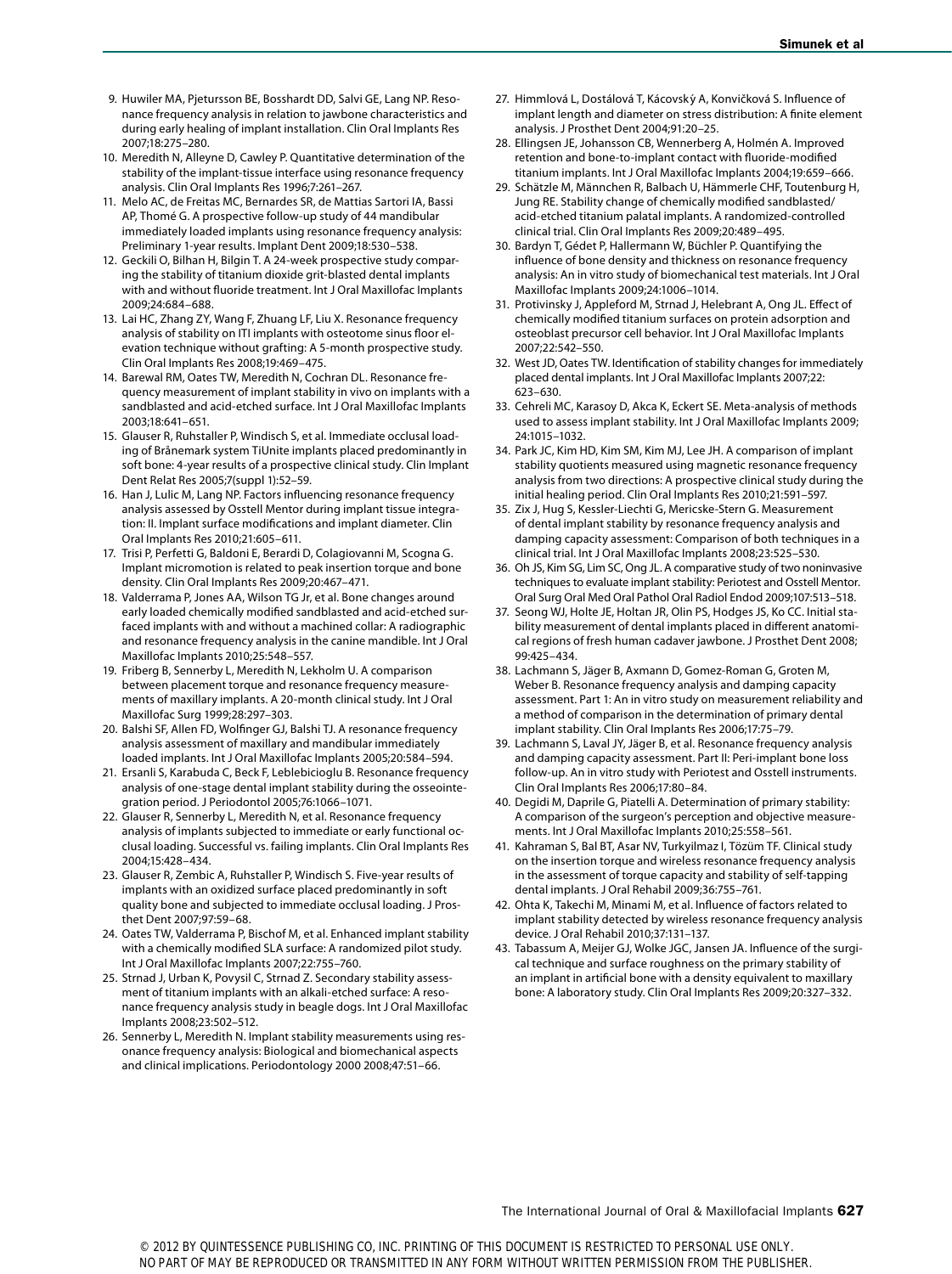9. Huwiler MA, Pjetursson BE, Bosshardt DD, Salvi GE, Lang NP. Resonance frequency analysis in relation to jawbone characteristics and during early healing of implant installation. Clin Oral Implants Res 2007;18:275–280.
10. Meredith N, Alleyne D, Cawley P. Quantitative determination of the stability of the implant-tissue interface using resonance frequency analysis. Clin Oral Implants Res 1996;7:261–267.
11. Melo AC, de Freitas MC, Bernardes SR, de Mattias Sartori IA, Bassi AP, Thomé G. A prospective follow-up study of 44 mandibular immediately loaded implants using resonance frequency analysis: Preliminary 1-year results. Implant Dent 2009;18:530–538.
12. Geckili O, Bilhan H, Bilgin T. A 24-week prospective study comparing the stability of titanium dioxide grit-blasted dental implants with and without fluoride treatment. Int J Oral Maxillofac Implants 2009;24:684–688.
13. Lai HC, Zhang ZY, Wang F, Zhuang LF, Liu X. Resonance frequency analysis of stability on ITI implants with osteotome sinus floor elevation technique without grafting: A 5-month prospective study. Clin Oral Implants Res 2008;19:469–475.
14. Barewal RM, Oates TW, Meredith N, Cochran DL. Resonance frequency measurement of implant stability in vivo on implants with a sandblasted and acid-etched surface. Int J Oral Maxillofac Implants 2003;18:641–651.
15. Glauser R, Ruhstaller P, Windisch S, et al. Immediate occlusal loading of Brånemark system TiUnite implants placed predominantly in soft bone: 4-year results of a prospective clinical study. Clin Implant Dent Relat Res 2005;7(suppl 1):52–59.
16. Han J, Lulic M, Lang NP. Factors influencing resonance frequency analysis assessed by Osstell Mentor during implant tissue integration: II. Implant surface modifications and implant diameter. Clin Oral Implants Res 2010;21:605–611.
17. Trisi P, Perfetti G, Baldoni E, Berardi D, Colagiovanni M, Scogna G. Implant micromotion is related to peak insertion torque and bone density. Clin Oral Implants Res 2009;20:467–471.
18. Valderrama P, Jones AA, Wilson TG Jr, et al. Bone changes around early loaded chemically modified sandblasted and acid-etched surfaced implants with and without a machined collar: A radiographic and resonance frequency analysis in the canine mandible. Int J Oral Maxillofac Implants 2010;25:548–557.
19. Friberg B, Sennerby L, Meredith N, Lekholm U. A comparison between placement torque and resonance frequency measurements of maxillary implants. A 20-month clinical study. Int J Oral Maxillofac Surg 1999;28:297–303.
20. Balshi SF, Allen FD, Wolfinger GJ, Balshi TJ. A resonance frequency analysis assessment of maxillary and mandibular immediately loaded implants. Int J Oral Maxillofac Implants 2005;20:584–594.
21. Ersanli S, Karabuda C, Beck F, Leblebicioglu B. Resonance frequency analysis of one-stage dental implant stability during the osseointegration period. J Periodontol 2005;76:1066–1071.
22. Glauser R, Sennerby L, Meredith N, et al. Resonance frequency analysis of implants subjected to immediate or early functional occlusal loading. Successful vs. failing implants. Clin Oral Implants Res 2004;15:428–434.
23. Glauser R, Zembic A, Ruhstaller P, Windisch S. Five-year results of implants with an oxidized surface placed predominantly in soft quality bone and subjected to immediate occlusal loading. J Prosthet Dent 2007;97:59–68.
24. Oates TW, Valderrama P, Bischof M, et al. Enhanced implant stability with a chemically modified SLA surface: A randomized pilot study. Int J Oral Maxillofac Implants 2007;22:755–760.
25. Strnad J, Urban K, Povysil C, Strnad Z. Secondary stability assessment of titanium implants with an alkali-etched surface: A resonance frequency analysis study in beagle dogs. Int J Oral Maxillofac Implants 2008;23:502–512.
26. Sennerby L, Meredith N. Implant stability measurements using resonance frequency analysis: Biological and biomechanical aspects and clinical implications. Periodontology 2000 2008;47:51–66.
27. Himmlová L, Dostálová T, Kácovský A, Konvičková S. Influence of implant length and diameter on stress distribution: A finite element analysis. J Prosthet Dent 2004;91:20–25.
28. Ellingsen JE, Johansson CB, Wennerberg A, Holmén A. Improved retention and bone-to-implant contact with fluoride-modified titanium implants. Int J Oral Maxillofac Implants 2004;19:659–666.
29. Schätzle M, Männchen R, Balbach U, Hämmerle CHF, Toutenburg H, Jung RE. Stability change of chemically modified sandblasted/acid-etched titanium palatal implants. A randomized-controlled clinical trial. Clin Oral Implants Res 2009;20:489–495.
30. Bardyn T, Gédet P, Hallermann W, Büchler P. Quantifying the influence of bone density and thickness on resonance frequency analysis: An in vitro study of biomechanical test materials. Int J Oral Maxillofac Implants 2009;24:1006–1014.
31. Protivinsky J, Appleford M, Strnad J, Helebrant A, Ong JL. Effect of chemically modified titanium surfaces on protein adsorption and osteoblast precursor cell behavior. Int J Oral Maxillofac Implants 2007;22:542–550.
32. West JD, Oates TW. Identification of stability changes for immediately placed dental implants. Int J Oral Maxillofac Implants 2007;22:623–630.
33. Cehreli MC, Karasoy D, Akca K, Eckert SE. Meta-analysis of methods used to assess implant stability. Int J Oral Maxillofac Implants 2009;24:1015–1032.
34. Park JC, Kim HD, Kim SM, Kim MJ, Lee JH. A comparison of implant stability quotients measured using magnetic resonance frequency analysis from two directions: A prospective clinical study during the initial healing period. Clin Oral Implants Res 2010;21:591–597.
35. Zix J, Hug S, Kessler-Liechti G, Mericske-Stern G. Measurement of dental implant stability by resonance frequency analysis and damping capacity assessment: Comparison of both techniques in a clinical trial. Int J Oral Maxillofac Implants 2008;23:525–530.
36. Oh JS, Kim SG, Lim SC, Ong JL. A comparative study of two noninvasive techniques to evaluate implant stability: Periotest and Osstell Mentor. Oral Surg Oral Med Oral Pathol Oral Radiol Endod 2009;107:513–518.
37. Seong WJ, Holte JE, Holtan JR, Olin PS, Hodges JS, Ko CC. Initial stability measurement of dental implants placed in different anatomical regions of fresh human cadaver jawbone. J Prosthet Dent 2008;99:425–434.
38. Lachmann S, Jäger B, Axmann D, Gomez-Roman G, Groten M, Weber B. Resonance frequency analysis and damping capacity assessment. Part 1: An in vitro study on measurement reliability and a method of comparison in the determination of primary dental implant stability. Clin Oral Implants Res 2006;17:75–79.
39. Lachmann S, Laval JY, Jäger B, et al. Resonance frequency analysis and damping capacity assessment. Part II: Peri-implant bone loss follow-up. An in vitro study with Periotest and Osstell instruments. Clin Oral Implants Res 2006;17:80–84.
40. Degidi M, Daprile G, Piatelli A. Determination of primary stability: A comparison of the surgeon's perception and objective measurements. Int J Oral Maxillofac Implants 2010;25:558–561.
41. Kahraman S, Bal BT, Asar NV, Turkyilmaz I, Tözüm TF. Clinical study on the insertion torque and wireless resonance frequency analysis in the assessment of torque capacity and stability of self-tapping dental implants. J Oral Rehabil 2009;36:755–761.
42. Ohta K, Takechi M, Minami M, et al. Influence of factors related to implant stability detected by wireless resonance frequency analysis device. J Oral Rehabil 2010;37:131–137.
43. Tabassum A, Meijer GJ, Wolke JGC, Jansen JA. Influence of the surgical technique and surface roughness on the primary stability of an implant in artificial bone with a density equivalent to maxillary bone: A laboratory study. Clin Oral Implants Res 2009;20:327–332.